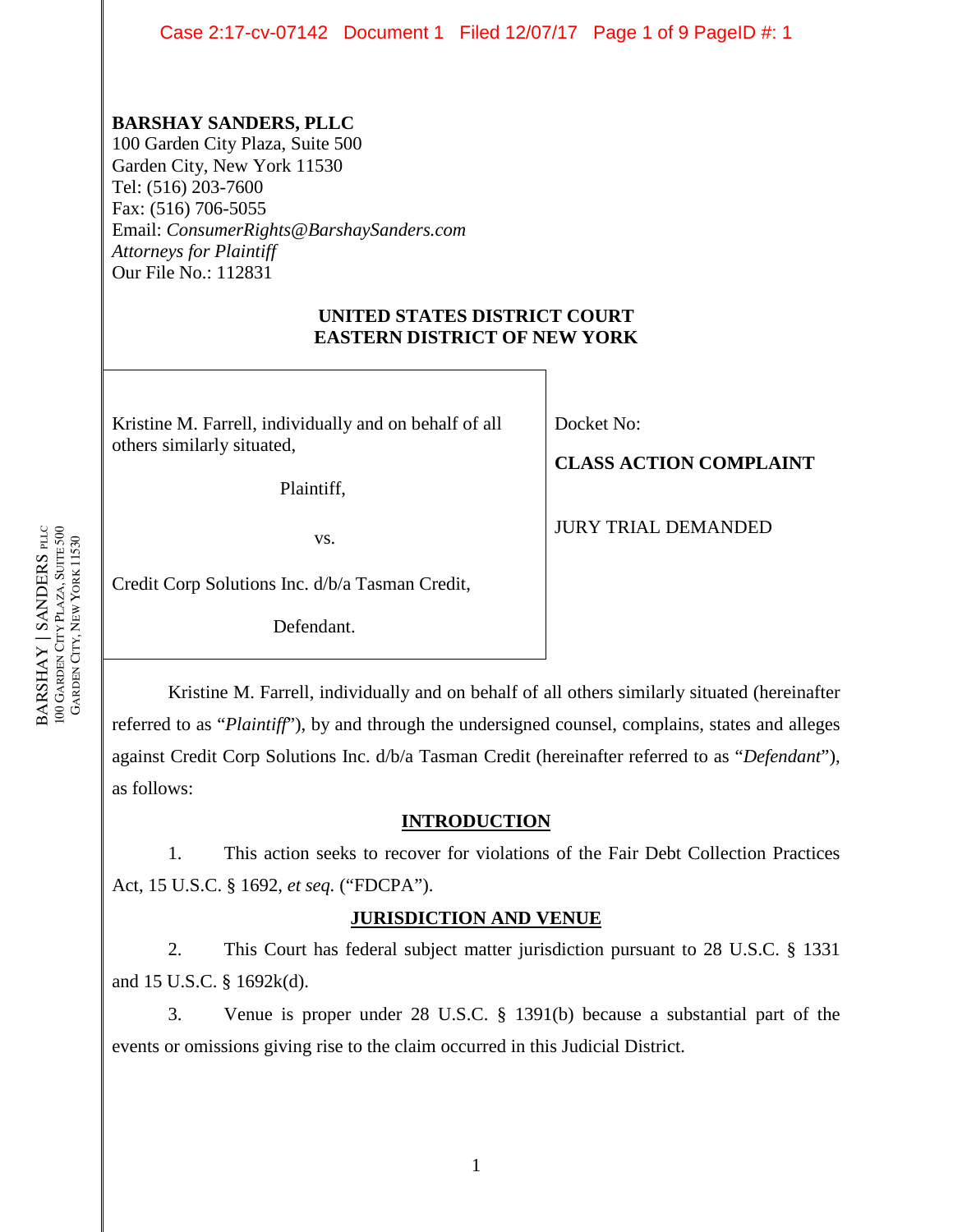**BARSHAY SANDERS, PLLC**
100 Garden City Plaza, Suite 500
Garden City, New York 11530
Tel: (516) 203-7600
Fax: (516) 706-5055
Email: *ConsumerRights@BarshaySanders.com*
*Attorneys for Plaintiff*
Our File No.: 112831

**UNITED STATES DISTRICT COURT**
**EASTERN DISTRICT OF NEW YORK**

| | |
|---|---|
| Kristine M. Farrell, individually and on behalf of all others similarly situated,<br><br>Plaintiff,<br><br>vs.<br><br>Credit Corp Solutions Inc. d/b/a Tasman Credit,<br><br>Defendant. | Docket No:<br><br>**CLASS ACTION COMPLAINT**<br><br>JURY TRIAL DEMANDED |

Kristine M. Farrell, individually and on behalf of all others similarly situated (hereinafter referred to as "*Plaintiff*"), by and through the undersigned counsel, complains, states and alleges against Credit Corp Solutions Inc. d/b/a Tasman Credit (hereinafter referred to as "*Defendant*"), as follows:

## INTRODUCTION

1. This action seeks to recover for violations of the Fair Debt Collection Practices Act, 15 U.S.C. § 1692, *et seq.* ("FDCPA").

## JURISDICTION AND VENUE

2. This Court has federal subject matter jurisdiction pursuant to 28 U.S.C. § 1331 and 15 U.S.C. § 1692k(d).

3. Venue is proper under 28 U.S.C. § 1391(b) because a substantial part of the events or omissions giving rise to the claim occurred in this Judicial District.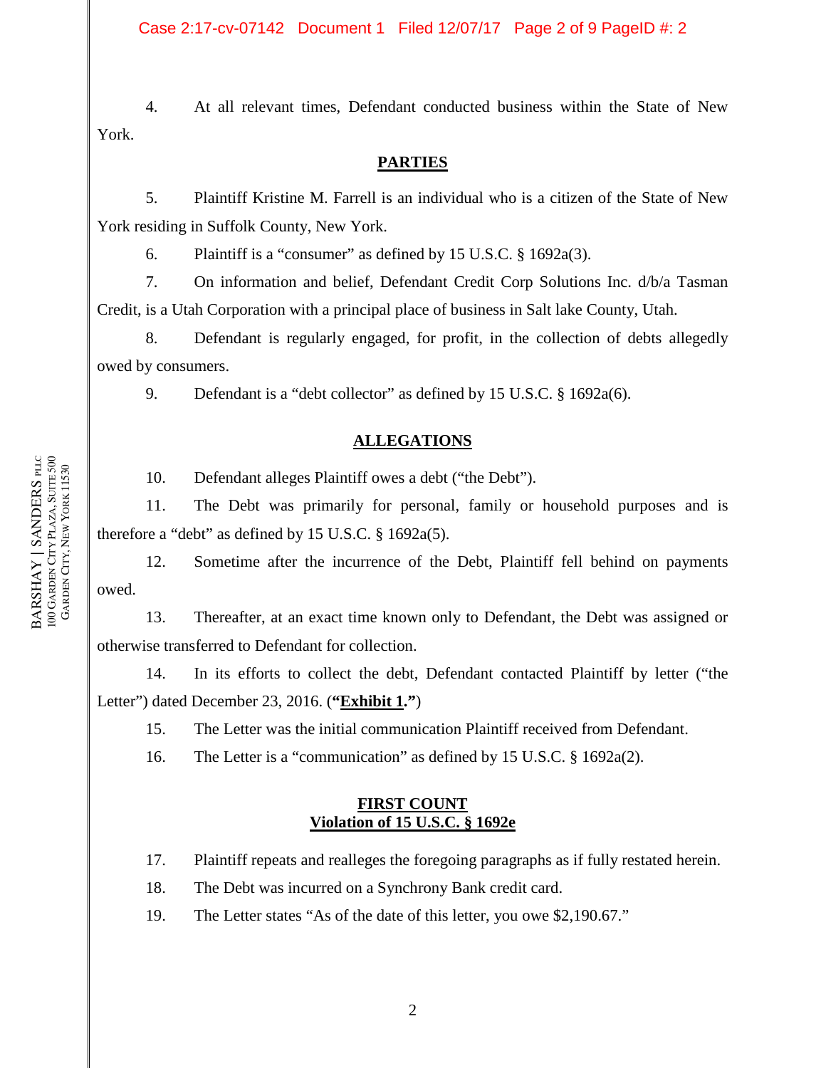4. At all relevant times, Defendant conducted business within the State of New York.

## PARTIES

5. Plaintiff Kristine M. Farrell is an individual who is a citizen of the State of New York residing in Suffolk County, New York.

6. Plaintiff is a "consumer" as defined by 15 U.S.C. § 1692a(3).

7. On information and belief, Defendant Credit Corp Solutions Inc. d/b/a Tasman Credit, is a Utah Corporation with a principal place of business in Salt lake County, Utah.

8. Defendant is regularly engaged, for profit, in the collection of debts allegedly owed by consumers.

9. Defendant is a "debt collector" as defined by 15 U.S.C. § 1692a(6).

## ALLEGATIONS

10. Defendant alleges Plaintiff owes a debt ("the Debt").

11. The Debt was primarily for personal, family or household purposes and is therefore a "debt" as defined by 15 U.S.C. § 1692a(5).

12. Sometime after the incurrence of the Debt, Plaintiff fell behind on payments owed.

13. Thereafter, at an exact time known only to Defendant, the Debt was assigned or otherwise transferred to Defendant for collection.

14. In its efforts to collect the debt, Defendant contacted Plaintiff by letter ("the Letter") dated December 23, 2016. (**"Exhibit 1."**)

15. The Letter was the initial communication Plaintiff received from Defendant.

16. The Letter is a "communication" as defined by 15 U.S.C. § 1692a(2).

## FIRST COUNT
## Violation of 15 U.S.C. § 1692e

17. Plaintiff repeats and realleges the foregoing paragraphs as if fully restated herein.

18. The Debt was incurred on a Synchrony Bank credit card.

19. The Letter states "As of the date of this letter, you owe $2,190.67."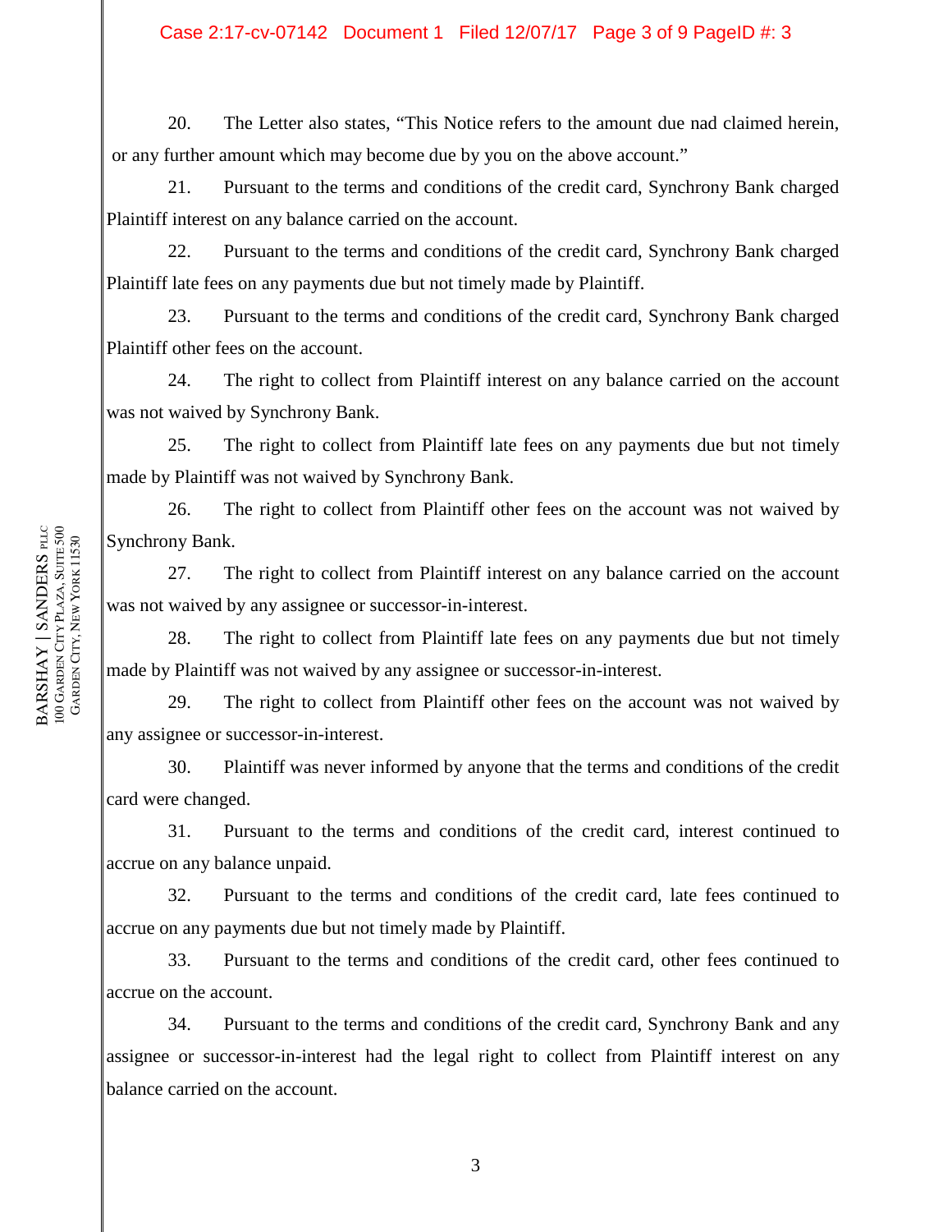20. The Letter also states, "This Notice refers to the amount due nad claimed herein, or any further amount which may become due by you on the above account."

21. Pursuant to the terms and conditions of the credit card, Synchrony Bank charged Plaintiff interest on any balance carried on the account.

22. Pursuant to the terms and conditions of the credit card, Synchrony Bank charged Plaintiff late fees on any payments due but not timely made by Plaintiff.

23. Pursuant to the terms and conditions of the credit card, Synchrony Bank charged Plaintiff other fees on the account.

24. The right to collect from Plaintiff interest on any balance carried on the account was not waived by Synchrony Bank.

25. The right to collect from Plaintiff late fees on any payments due but not timely made by Plaintiff was not waived by Synchrony Bank.

26. The right to collect from Plaintiff other fees on the account was not waived by Synchrony Bank.

27. The right to collect from Plaintiff interest on any balance carried on the account was not waived by any assignee or successor-in-interest.

28. The right to collect from Plaintiff late fees on any payments due but not timely made by Plaintiff was not waived by any assignee or successor-in-interest.

29. The right to collect from Plaintiff other fees on the account was not waived by any assignee or successor-in-interest.

30. Plaintiff was never informed by anyone that the terms and conditions of the credit card were changed.

31. Pursuant to the terms and conditions of the credit card, interest continued to accrue on any balance unpaid.

32. Pursuant to the terms and conditions of the credit card, late fees continued to accrue on any payments due but not timely made by Plaintiff.

33. Pursuant to the terms and conditions of the credit card, other fees continued to accrue on the account.

34. Pursuant to the terms and conditions of the credit card, Synchrony Bank and any assignee or successor-in-interest had the legal right to collect from Plaintiff interest on any balance carried on the account.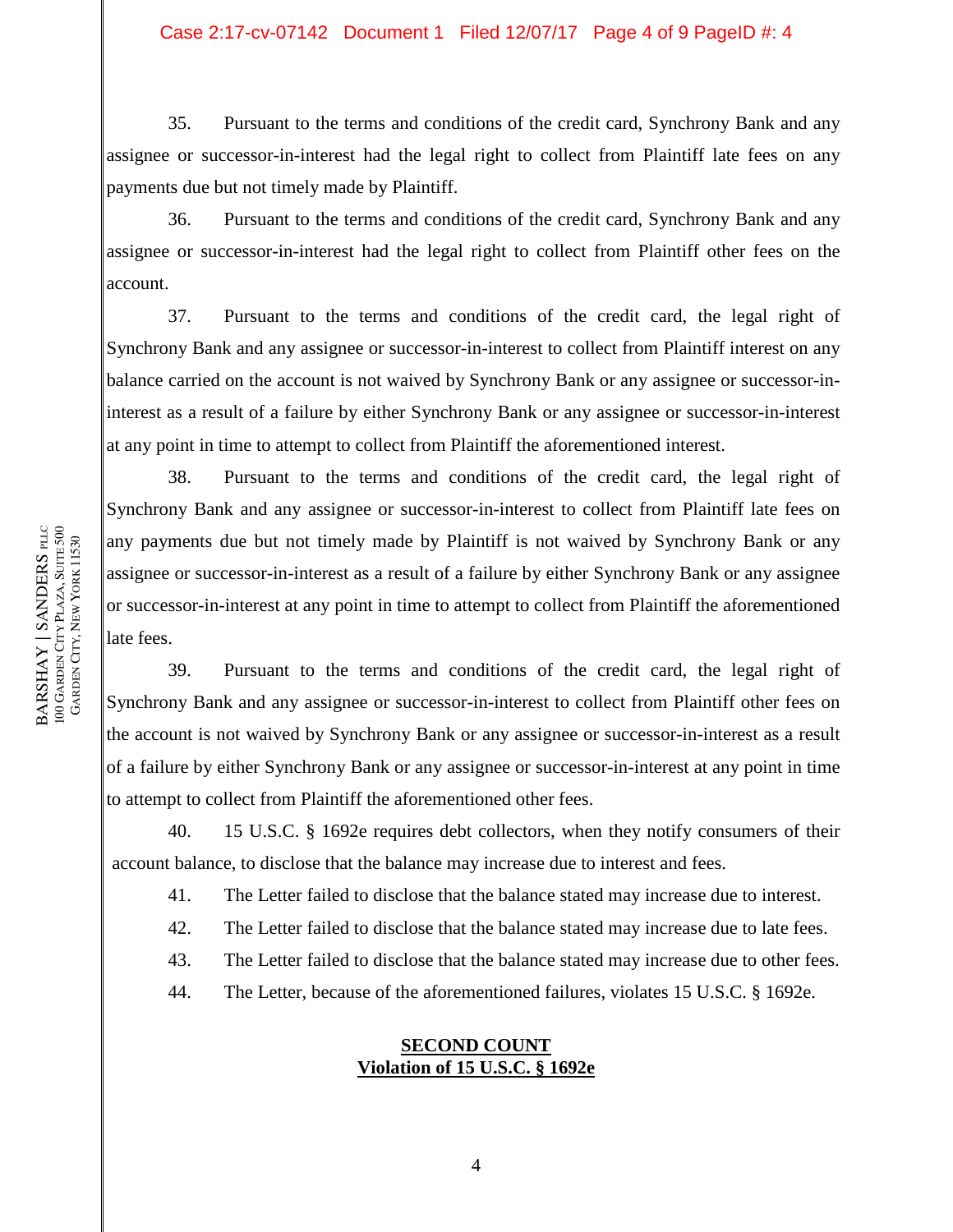35. Pursuant to the terms and conditions of the credit card, Synchrony Bank and any assignee or successor-in-interest had the legal right to collect from Plaintiff late fees on any payments due but not timely made by Plaintiff.

36. Pursuant to the terms and conditions of the credit card, Synchrony Bank and any assignee or successor-in-interest had the legal right to collect from Plaintiff other fees on the account.

37. Pursuant to the terms and conditions of the credit card, the legal right of Synchrony Bank and any assignee or successor-in-interest to collect from Plaintiff interest on any balance carried on the account is not waived by Synchrony Bank or any assignee or successor-in-interest as a result of a failure by either Synchrony Bank or any assignee or successor-in-interest at any point in time to attempt to collect from Plaintiff the aforementioned interest.

38. Pursuant to the terms and conditions of the credit card, the legal right of Synchrony Bank and any assignee or successor-in-interest to collect from Plaintiff late fees on any payments due but not timely made by Plaintiff is not waived by Synchrony Bank or any assignee or successor-in-interest as a result of a failure by either Synchrony Bank or any assignee or successor-in-interest at any point in time to attempt to collect from Plaintiff the aforementioned late fees.

39. Pursuant to the terms and conditions of the credit card, the legal right of Synchrony Bank and any assignee or successor-in-interest to collect from Plaintiff other fees on the account is not waived by Synchrony Bank or any assignee or successor-in-interest as a result of a failure by either Synchrony Bank or any assignee or successor-in-interest at any point in time to attempt to collect from Plaintiff the aforementioned other fees.

40. 15 U.S.C. § 1692e requires debt collectors, when they notify consumers of their account balance, to disclose that the balance may increase due to interest and fees.

41. The Letter failed to disclose that the balance stated may increase due to interest.

42. The Letter failed to disclose that the balance stated may increase due to late fees.

43. The Letter failed to disclose that the balance stated may increase due to other fees.

44. The Letter, because of the aforementioned failures, violates 15 U.S.C. § 1692e.

## SECOND COUNT
## Violation of 15 U.S.C. § 1692e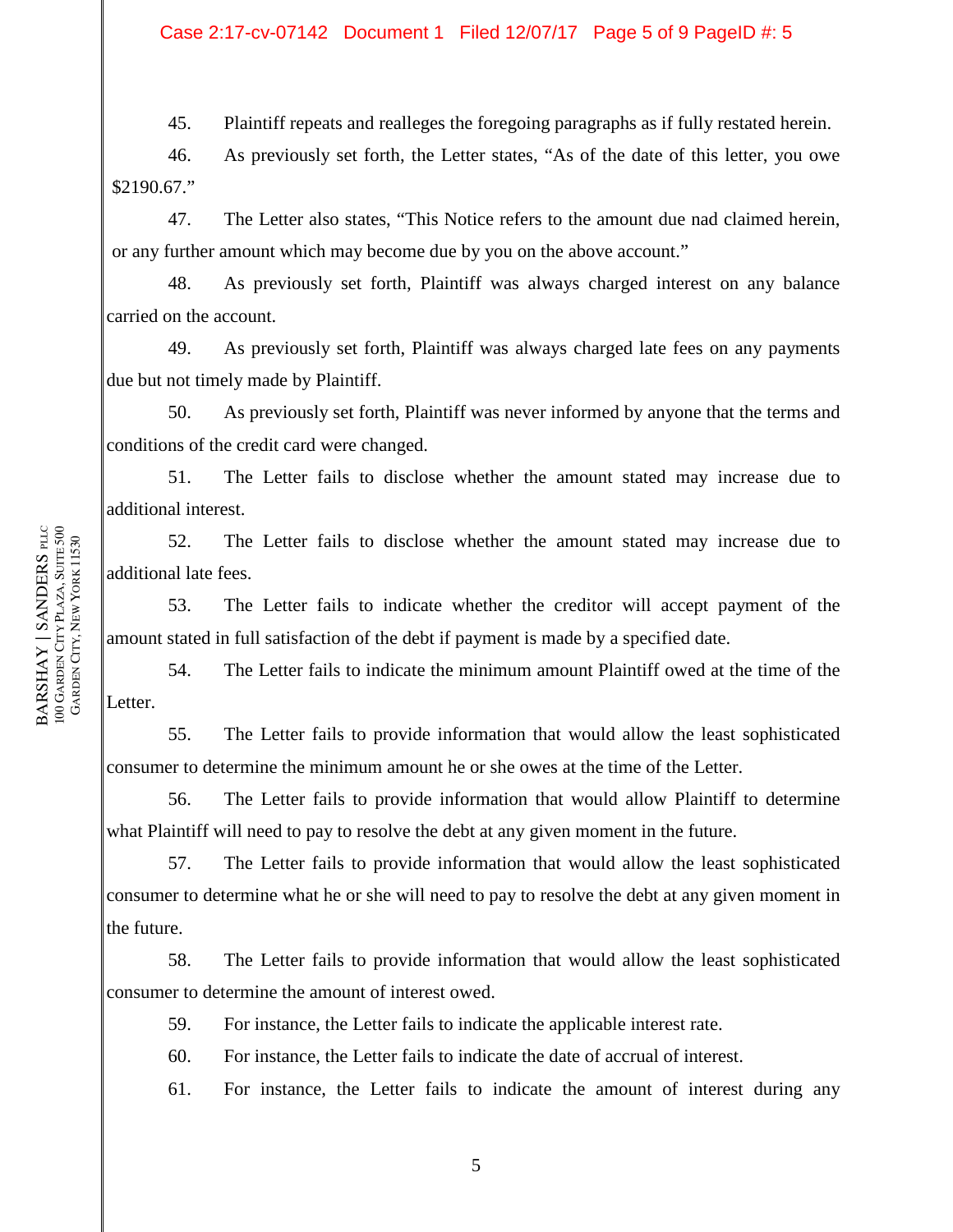45. Plaintiff repeats and realleges the foregoing paragraphs as if fully restated herein.

46. As previously set forth, the Letter states, "As of the date of this letter, you owe $2190.67."

47. The Letter also states, "This Notice refers to the amount due nad claimed herein, or any further amount which may become due by you on the above account."

48. As previously set forth, Plaintiff was always charged interest on any balance carried on the account.

49. As previously set forth, Plaintiff was always charged late fees on any payments due but not timely made by Plaintiff.

50. As previously set forth, Plaintiff was never informed by anyone that the terms and conditions of the credit card were changed.

51. The Letter fails to disclose whether the amount stated may increase due to additional interest.

52. The Letter fails to disclose whether the amount stated may increase due to additional late fees.

53. The Letter fails to indicate whether the creditor will accept payment of the amount stated in full satisfaction of the debt if payment is made by a specified date.

54. The Letter fails to indicate the minimum amount Plaintiff owed at the time of the Letter.

55. The Letter fails to provide information that would allow the least sophisticated consumer to determine the minimum amount he or she owes at the time of the Letter.

56. The Letter fails to provide information that would allow Plaintiff to determine what Plaintiff will need to pay to resolve the debt at any given moment in the future.

57. The Letter fails to provide information that would allow the least sophisticated consumer to determine what he or she will need to pay to resolve the debt at any given moment in the future.

58. The Letter fails to provide information that would allow the least sophisticated consumer to determine the amount of interest owed.

59. For instance, the Letter fails to indicate the applicable interest rate.

60. For instance, the Letter fails to indicate the date of accrual of interest.

61. For instance, the Letter fails to indicate the amount of interest during any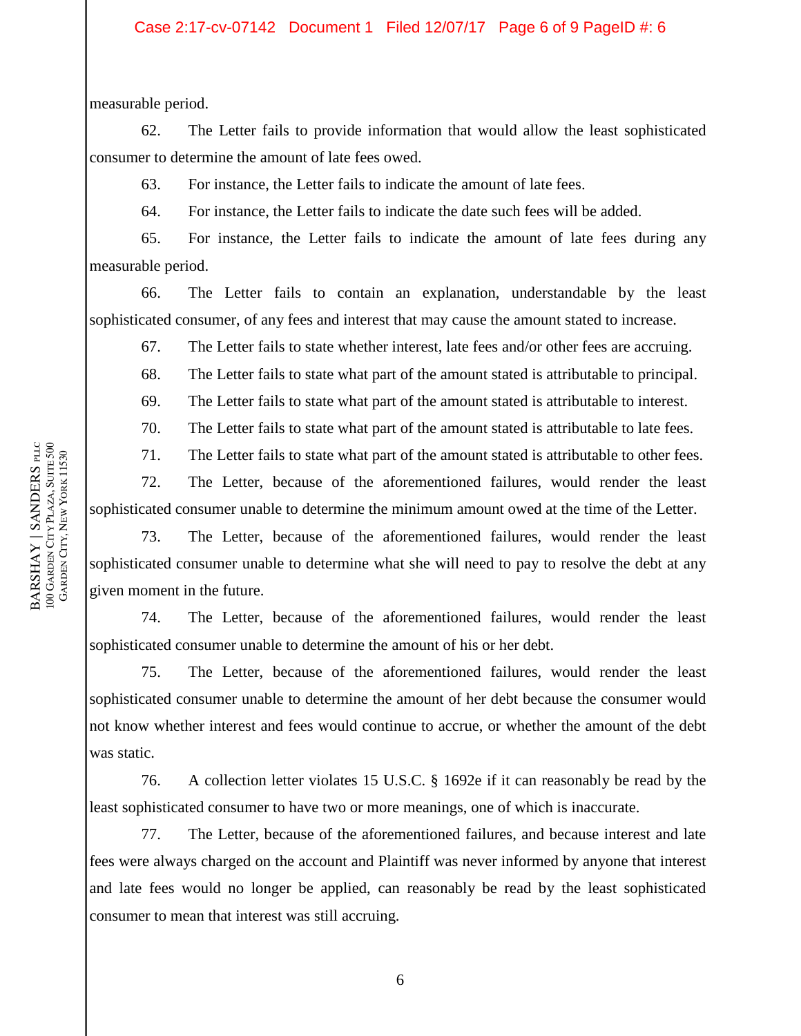measurable period.

62. The Letter fails to provide information that would allow the least sophisticated consumer to determine the amount of late fees owed.

63. For instance, the Letter fails to indicate the amount of late fees.

64. For instance, the Letter fails to indicate the date such fees will be added.

65. For instance, the Letter fails to indicate the amount of late fees during any measurable period.

66. The Letter fails to contain an explanation, understandable by the least sophisticated consumer, of any fees and interest that may cause the amount stated to increase.

67. The Letter fails to state whether interest, late fees and/or other fees are accruing.

68. The Letter fails to state what part of the amount stated is attributable to principal.

69. The Letter fails to state what part of the amount stated is attributable to interest.

70. The Letter fails to state what part of the amount stated is attributable to late fees.

71. The Letter fails to state what part of the amount stated is attributable to other fees.

72. The Letter, because of the aforementioned failures, would render the least sophisticated consumer unable to determine the minimum amount owed at the time of the Letter.

73. The Letter, because of the aforementioned failures, would render the least sophisticated consumer unable to determine what she will need to pay to resolve the debt at any given moment in the future.

74. The Letter, because of the aforementioned failures, would render the least sophisticated consumer unable to determine the amount of his or her debt.

75. The Letter, because of the aforementioned failures, would render the least sophisticated consumer unable to determine the amount of her debt because the consumer would not know whether interest and fees would continue to accrue, or whether the amount of the debt was static.

76. A collection letter violates 15 U.S.C. § 1692e if it can reasonably be read by the least sophisticated consumer to have two or more meanings, one of which is inaccurate.

77. The Letter, because of the aforementioned failures, and because interest and late fees were always charged on the account and Plaintiff was never informed by anyone that interest and late fees would no longer be applied, can reasonably be read by the least sophisticated consumer to mean that interest was still accruing.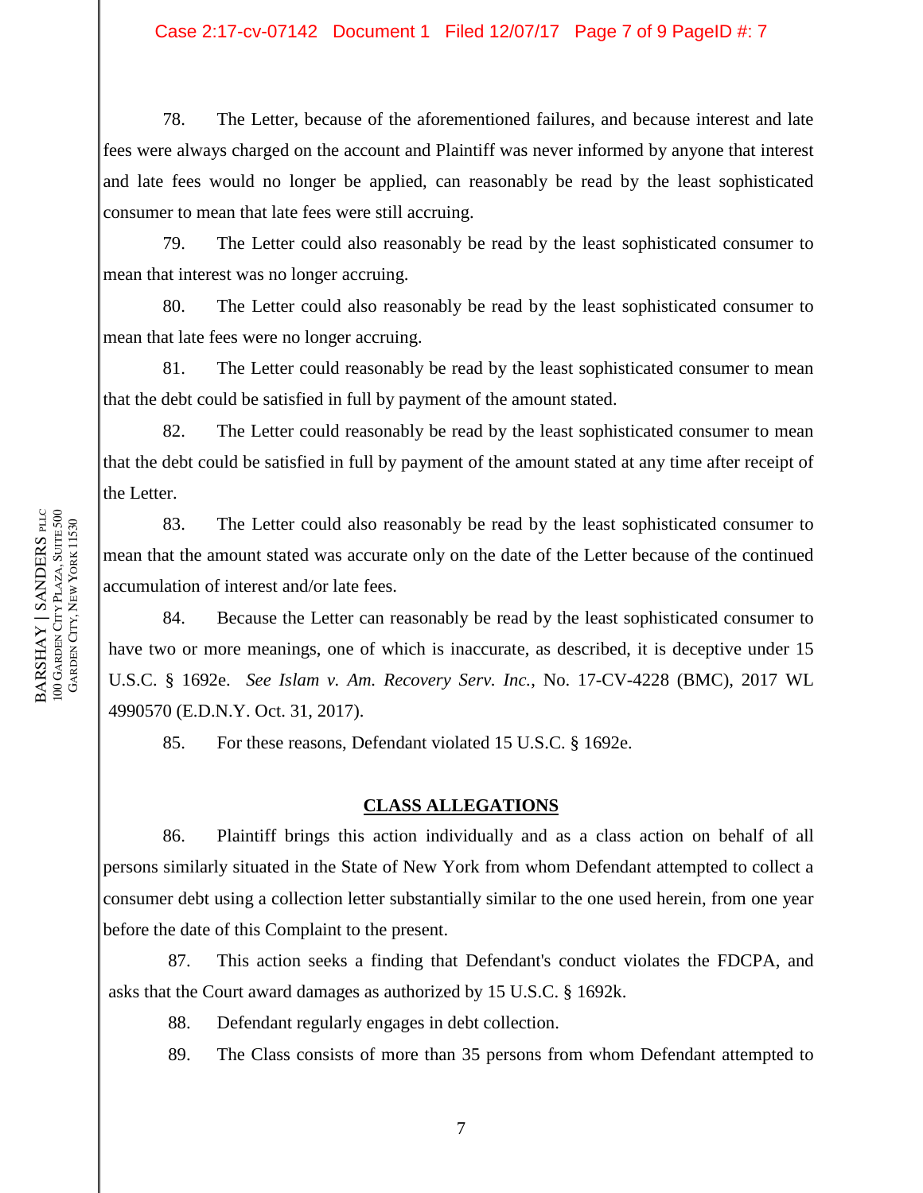78. The Letter, because of the aforementioned failures, and because interest and late fees were always charged on the account and Plaintiff was never informed by anyone that interest and late fees would no longer be applied, can reasonably be read by the least sophisticated consumer to mean that late fees were still accruing.

79. The Letter could also reasonably be read by the least sophisticated consumer to mean that interest was no longer accruing.

80. The Letter could also reasonably be read by the least sophisticated consumer to mean that late fees were no longer accruing.

81. The Letter could reasonably be read by the least sophisticated consumer to mean that the debt could be satisfied in full by payment of the amount stated.

82. The Letter could reasonably be read by the least sophisticated consumer to mean that the debt could be satisfied in full by payment of the amount stated at any time after receipt of the Letter.

83. The Letter could also reasonably be read by the least sophisticated consumer to mean that the amount stated was accurate only on the date of the Letter because of the continued accumulation of interest and/or late fees.

84. Because the Letter can reasonably be read by the least sophisticated consumer to have two or more meanings, one of which is inaccurate, as described, it is deceptive under 15 U.S.C. § 1692e. *See Islam v. Am. Recovery Serv. Inc.*, No. 17-CV-4228 (BMC), 2017 WL 4990570 (E.D.N.Y. Oct. 31, 2017).

85. For these reasons, Defendant violated 15 U.S.C. § 1692e.

## CLASS ALLEGATIONS

86. Plaintiff brings this action individually and as a class action on behalf of all persons similarly situated in the State of New York from whom Defendant attempted to collect a consumer debt using a collection letter substantially similar to the one used herein, from one year before the date of this Complaint to the present.

87. This action seeks a finding that Defendant's conduct violates the FDCPA, and asks that the Court award damages as authorized by 15 U.S.C. § 1692k.

88. Defendant regularly engages in debt collection.

89. The Class consists of more than 35 persons from whom Defendant attempted to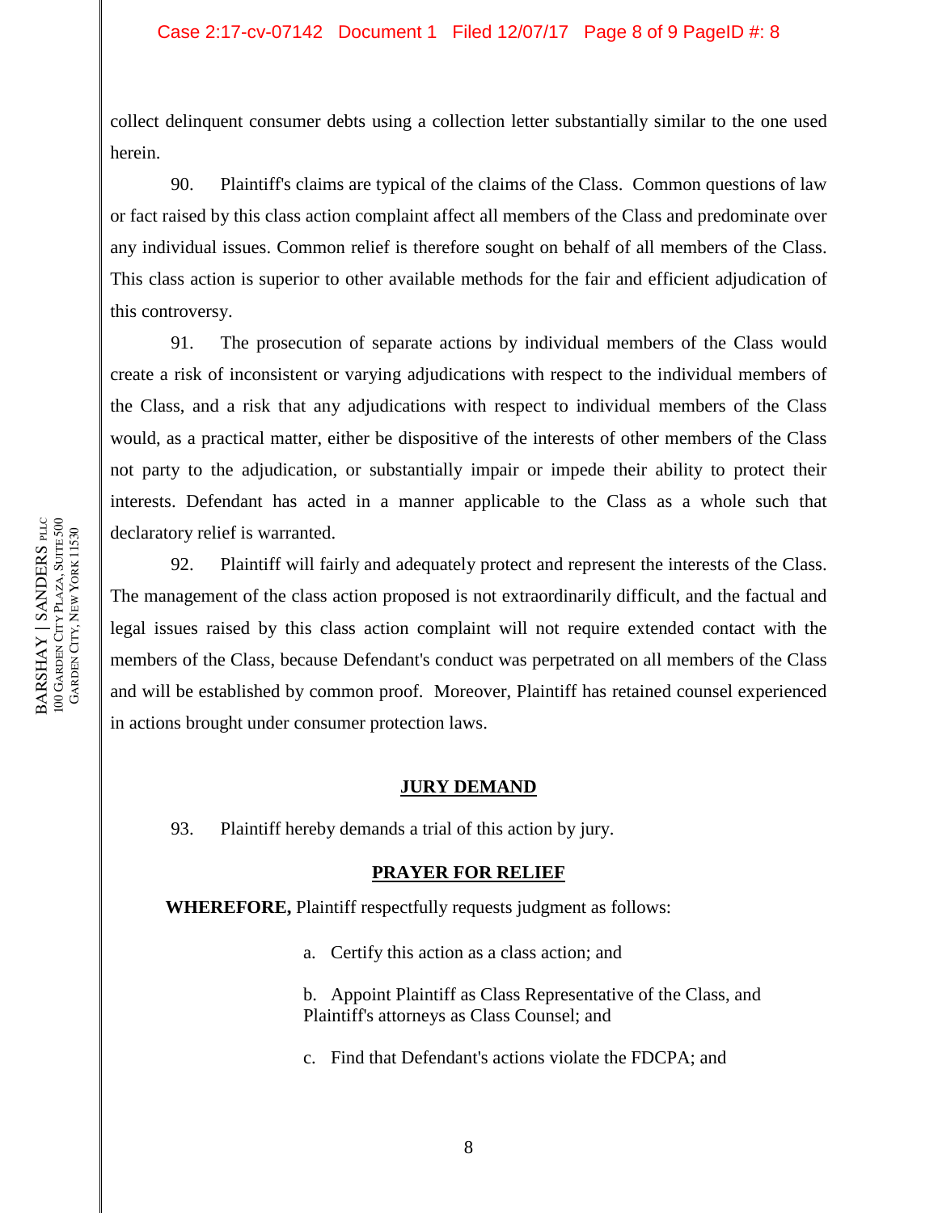collect delinquent consumer debts using a collection letter substantially similar to the one used herein.

90. Plaintiff's claims are typical of the claims of the Class. Common questions of law or fact raised by this class action complaint affect all members of the Class and predominate over any individual issues. Common relief is therefore sought on behalf of all members of the Class. This class action is superior to other available methods for the fair and efficient adjudication of this controversy.

91. The prosecution of separate actions by individual members of the Class would create a risk of inconsistent or varying adjudications with respect to the individual members of the Class, and a risk that any adjudications with respect to individual members of the Class would, as a practical matter, either be dispositive of the interests of other members of the Class not party to the adjudication, or substantially impair or impede their ability to protect their interests. Defendant has acted in a manner applicable to the Class as a whole such that declaratory relief is warranted.

92. Plaintiff will fairly and adequately protect and represent the interests of the Class. The management of the class action proposed is not extraordinarily difficult, and the factual and legal issues raised by this class action complaint will not require extended contact with the members of the Class, because Defendant's conduct was perpetrated on all members of the Class and will be established by common proof. Moreover, Plaintiff has retained counsel experienced in actions brought under consumer protection laws.

## JURY DEMAND

93. Plaintiff hereby demands a trial of this action by jury.

## PRAYER FOR RELIEF

**WHEREFORE,** Plaintiff respectfully requests judgment as follows:

a. Certify this action as a class action; and

b. Appoint Plaintiff as Class Representative of the Class, and Plaintiff's attorneys as Class Counsel; and

c. Find that Defendant's actions violate the FDCPA; and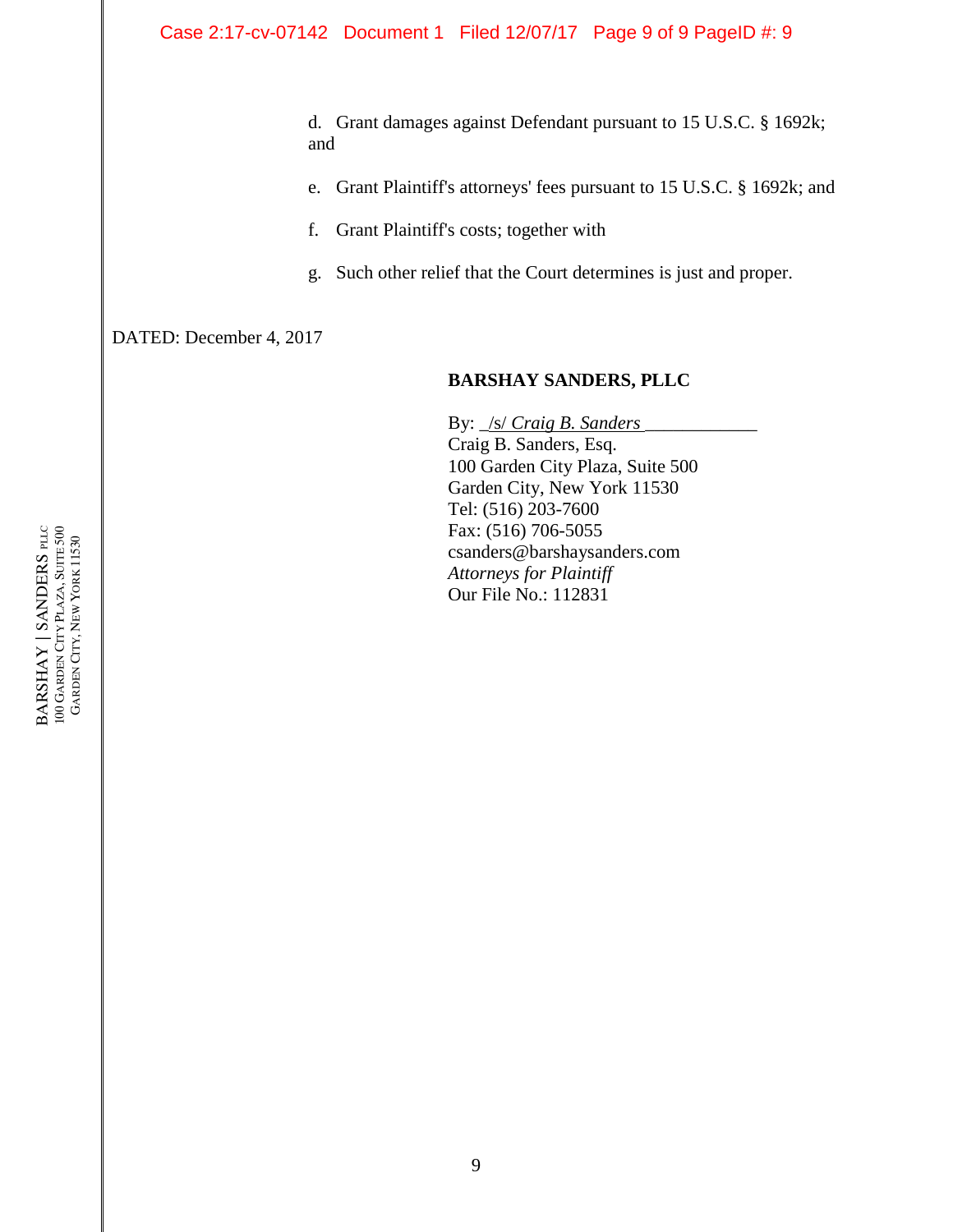d. Grant damages against Defendant pursuant to 15 U.S.C. § 1692k; and

e. Grant Plaintiff's attorneys' fees pursuant to 15 U.S.C. § 1692k; and

f. Grant Plaintiff's costs; together with

g. Such other relief that the Court determines is just and proper.

DATED: December 4, 2017

**BARSHAY SANDERS, PLLC**

By: _/s/ *Craig B. Sanders* ____________
Craig B. Sanders, Esq.
100 Garden City Plaza, Suite 500
Garden City, New York 11530
Tel: (516) 203-7600
Fax: (516) 706-5055
csanders@barshaysanders.com
*Attorneys for Plaintiff*
Our File No.: 112831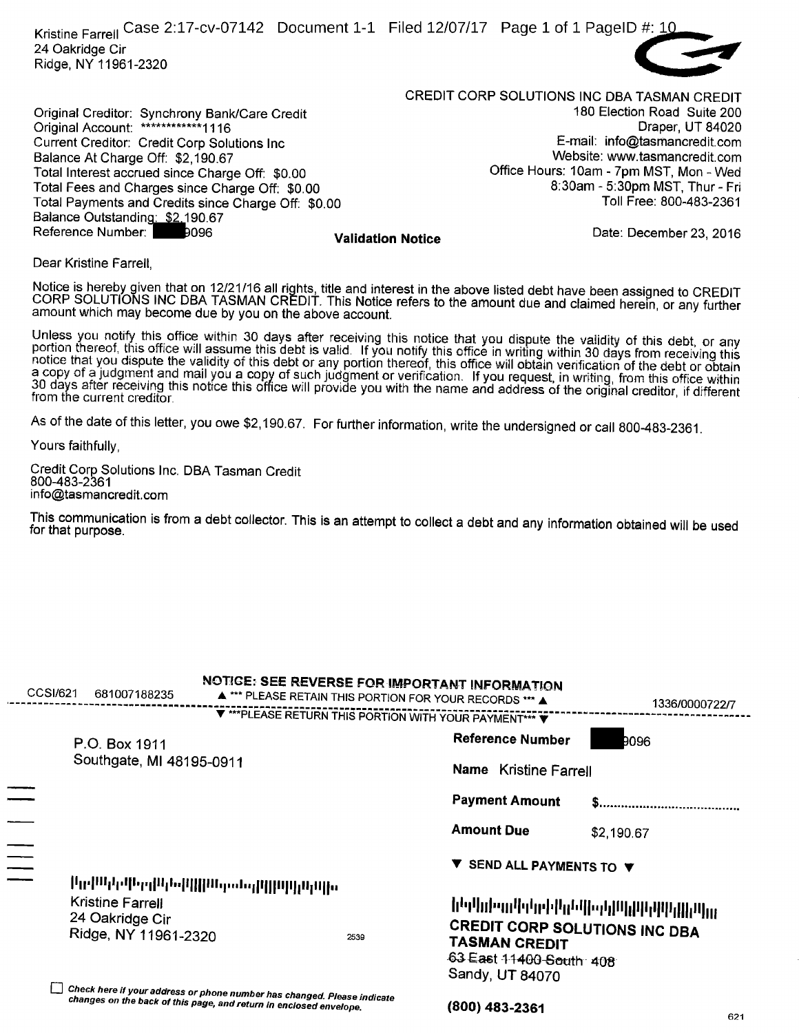Kristine Farrell
24 Oakridge Cir
Ridge, NY 11961-2320

CREDIT CORP SOLUTIONS INC DBA TASMAN CREDIT
180 Election Road Suite 200
Draper, UT 84020
E-mail: info@tasmancredit.com
Website: www.tasmancredit.com
Office Hours: 10am - 7pm MST, Mon - Wed
8:30am - 5:30pm MST, Thur - Fri
Toll Free: 800-483-2361

Original Creditor: Synchrony Bank/Care Credit
Original Account: *************1116
Current Creditor: Credit Corp Solutions Inc
Balance At Charge Off: $2,190.67
Total Interest accrued since Charge Off: $0.00
Total Fees and Charges since Charge Off: $0.00
Total Payments and Credits since Charge Off: $0.00
Balance Outstanding: $2,190.67
Reference Number: ██████9096

**Validation Notice**

Date: December 23, 2016

Dear Kristine Farrell,

Notice is hereby given that on 12/21/16 all rights, title and interest in the above listed debt have been assigned to CREDIT CORP SOLUTIONS INC DBA TASMAN CREDIT. This Notice refers to the amount due and claimed herein, or any further amount which may become due by you on the above account.

Unless you notify this office within 30 days after receiving this notice that you dispute the validity of this debt, or any portion thereof, this office will assume this debt is valid. If you notify this office in writing within 30 days from receiving this notice that you dispute the validity of this debt or any portion thereof, this office will obtain verification of the debt or obtain a copy of a judgment and mail you a copy of such judgment or verification. If you request, in writing, from this office within 30 days after receiving this notice this office will provide you with the name and address of the original creditor, if different from the current creditor.

As of the date of this letter, you owe $2,190.67. For further information, write the undersigned or call 800-483-2361.

Yours faithfully,

Credit Corp Solutions Inc. DBA Tasman Credit
800-483-2361
info@tasmancredit.com

This communication is from a debt collector. This is an attempt to collect a debt and any information obtained will be used for that purpose.

**NOTICE: SEE REVERSE FOR IMPORTANT INFORMATION**

CCSI/621 681007188235 ▲ *** PLEASE RETAIN THIS PORTION FOR YOUR RECORDS *** ▲ 1336/0000722/7

▼ ***PLEASE RETURN THIS PORTION WITH YOUR PAYMENT*** ▼

P.O. Box 1911
Southgate, MI 48195-0911

| | |
|---|---|
| **Reference Number** | ██████9096 |
| **Name** | Kristine Farrell |
| **Payment Amount** | $.................................... |
| **Amount Due** | $2,190.67 |

Kristine Farrell
24 Oakridge Cir
Ridge, NY 11961-2320

2539

**▼ SEND ALL PAYMENTS TO ▼**

**CREDIT CORP SOLUTIONS INC DBA TASMAN CREDIT**
~~63 East 11400 South 408~~
Sandy, UT 84070

**(800) 483-2361**

☐ ***Check here if your address or phone number has changed. Please indicate changes on the back of this page, and return in enclosed envelope.***

621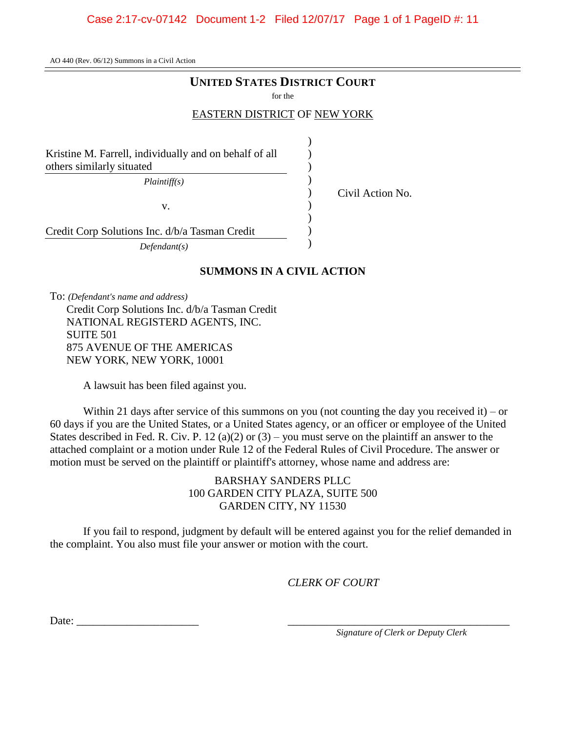AO 440 (Rev. 06/12) Summons in a Civil Action

# UNITED STATES DISTRICT COURT

for the

EASTERN DISTRICT OF NEW YORK

Kristine M. Farrell, individually and on behalf of all others similarly situated

*Plaintiff(s)*

v.

Credit Corp Solutions Inc. d/b/a Tasman Credit

*Defendant(s)*

Civil Action No.

## SUMMONS IN A CIVIL ACTION

To: *(Defendant's name and address)*

Credit Corp Solutions Inc. d/b/a Tasman Credit
NATIONAL REGISTERD AGENTS, INC.
SUITE 501
875 AVENUE OF THE AMERICAS
NEW YORK, NEW YORK, 10001

A lawsuit has been filed against you.

Within 21 days after service of this summons on you (not counting the day you received it) – or 60 days if you are the United States, or a United States agency, or an officer or employee of the United States described in Fed. R. Civ. P. 12 (a)(2) or (3) – you must serve on the plaintiff an answer to the attached complaint or a motion under Rule 12 of the Federal Rules of Civil Procedure. The answer or motion must be served on the plaintiff or plaintiff's attorney, whose name and address are:

BARSHAY SANDERS PLLC
100 GARDEN CITY PLAZA, SUITE 500
GARDEN CITY, NY 11530

If you fail to respond, judgment by default will be entered against you for the relief demanded in the complaint. You also must file your answer or motion with the court.

*CLERK OF COURT*

Date: ______________________

________________________________________
*Signature of Clerk or Deputy Clerk*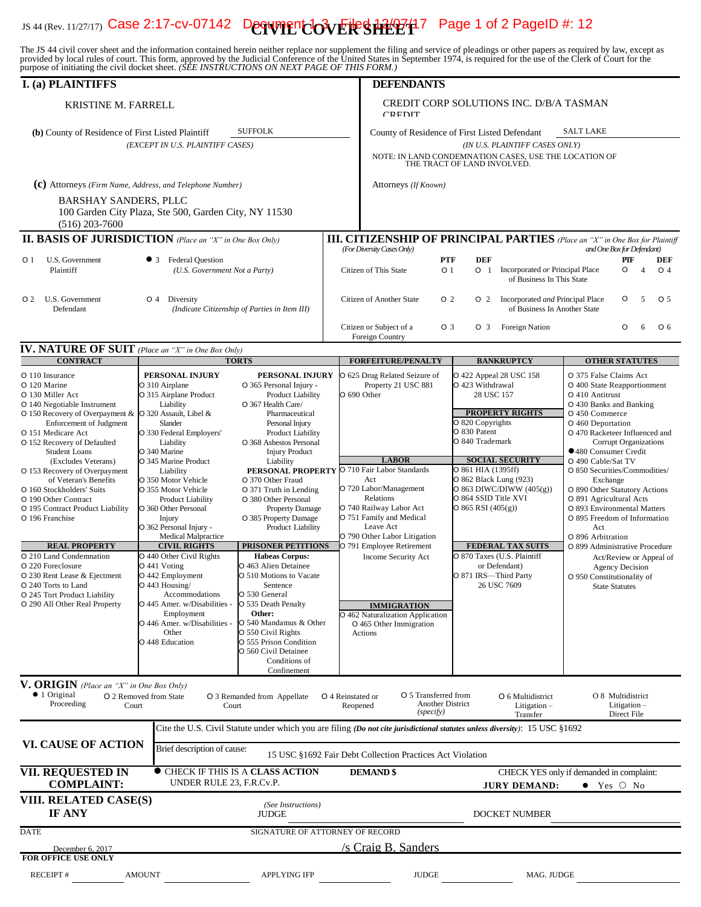JS 44 (Rev. 11/27/17)

# CIVIL COVER SHEET

The JS 44 civil cover sheet and the information contained herein neither replace nor supplement the filing and service of pleadings or other papers as required by law, except as provided by local rules of court. This form, approved by the Judicial Conference of the United States in September 1974, is required for the use of the Clerk of Court for the purpose of initiating the civil docket sheet. *(SEE INSTRUCTIONS ON NEXT PAGE OF THIS FORM.)*

## I. (a) PLAINTIFFS

KRISTINE M. FARRELL

**(b)** County of Residence of First Listed Plaintiff: SUFFOLK
*(EXCEPT IN U.S. PLAINTIFF CASES)*

**(c)** Attorneys *(Firm Name, Address, and Telephone Number)*

BARSHAY SANDERS, PLLC
100 Garden City Plaza, Ste 500, Garden City, NY 11530
(516) 203-7600

## DEFENDANTS

CREDIT CORP SOLUTIONS INC. D/B/A TASMAN CREDIT

County of Residence of First Listed Defendant: SALT LAKE
*(IN U.S. PLAINTIFF CASES ONLY)*

NOTE: IN LAND CONDEMNATION CASES, USE THE LOCATION OF THE TRACT OF LAND INVOLVED.

Attorneys *(If Known)*

## II. BASIS OF JURISDICTION *(Place an "X" in One Box Only)*

- ○ 1 U.S. Government Plaintiff
- ● 3 Federal Question *(U.S. Government Not a Party)*
- ○ 2 U.S. Government Defendant
- ○ 4 Diversity *(Indicate Citizenship of Parties in Item III)*

## III. CITIZENSHIP OF PRINCIPAL PARTIES *(Place an "X" in One Box for Plaintiff and One Box for Defendant)* *(For Diversity Cases Only)*

| | PTF | DEF | | PTF | DEF |
|---|---|---|---|---|---|
| Citizen of This State | ○ 1 | ○ 1 | Incorporated *or* Principal Place of Business In This State | ○ 4 | ○ 4 |
| Citizen of Another State | ○ 2 | ○ 2 | Incorporated *and* Principal Place of Business In Another State | ○ 5 | ○ 5 |
| Citizen or Subject of a Foreign Country | ○ 3 | ○ 3 | Foreign Nation | ○ 6 | ○ 6 |

## IV. NATURE OF SUIT *(Place an "X" in One Box Only)*

**CONTRACT**
- ○ 110 Insurance
- ○ 120 Marine
- ○ 130 Miller Act
- ○ 140 Negotiable Instrument
- ○ 150 Recovery of Overpayment & Enforcement of Judgment
- ○ 151 Medicare Act
- ○ 152 Recovery of Defaulted Student Loans (Excludes Veterans)
- ○ 153 Recovery of Overpayment of Veteran's Benefits
- ○ 160 Stockholders' Suits
- ○ 190 Other Contract
- ○ 195 Contract Product Liability
- ○ 196 Franchise

**REAL PROPERTY**
- ○ 210 Land Condemnation
- ○ 220 Foreclosure
- ○ 230 Rent Lease & Ejectment
- ○ 240 Torts to Land
- ○ 245 Tort Product Liability
- ○ 290 All Other Real Property

**TORTS**

PERSONAL INJURY
- ○ 310 Airplane
- ○ 315 Airplane Product Liability
- ○ 320 Assault, Libel & Slander
- ○ 330 Federal Employers' Liability
- ○ 340 Marine
- ○ 345 Marine Product Liability
- ○ 350 Motor Vehicle
- ○ 355 Motor Vehicle Product Liability
- ○ 360 Other Personal Injury
- ○ 362 Personal Injury - Medical Malpractice

PERSONAL INJURY
- ○ 365 Personal Injury - Product Liability
- ○ 367 Health Care/ Pharmaceutical Personal Injury Product Liability
- ○ 368 Asbestos Personal Injury Product Liability

PERSONAL PROPERTY
- ○ 370 Other Fraud
- ○ 371 Truth in Lending
- ○ 380 Other Personal Property Damage
- ○ 385 Property Damage Product Liability

**CIVIL RIGHTS**
- ○ 440 Other Civil Rights
- ○ 441 Voting
- ○ 442 Employment
- ○ 443 Housing/ Accommodations
- ○ 445 Amer. w/Disabilities - Employment
- ○ 446 Amer. w/Disabilities - Other
- ○ 448 Education

**PRISONER PETITIONS**

Habeas Corpus:
- ○ 463 Alien Detainee
- ○ 510 Motions to Vacate Sentence
- ○ 530 General
- ○ 535 Death Penalty

Other:
- ○ 540 Mandamus & Other
- ○ 550 Civil Rights
- ○ 555 Prison Condition
- ○ 560 Civil Detainee Conditions of Confinement

**FORFEITURE/PENALTY**
- ○ 625 Drug Related Seizure of Property 21 USC 881
- ○ 690 Other

**LABOR**
- ○ 710 Fair Labor Standards Act
- ○ 720 Labor/Management Relations
- ○ 740 Railway Labor Act
- ○ 751 Family and Medical Leave Act
- ○ 790 Other Labor Litigation
- ○ 791 Employee Retirement Income Security Act

**IMMIGRATION**
- ○ 462 Naturalization Application
- ○ 465 Other Immigration Actions

**BANKRUPTCY**
- ○ 422 Appeal 28 USC 158
- ○ 423 Withdrawal 28 USC 157

**PROPERTY RIGHTS**
- ○ 820 Copyrights
- ○ 830 Patent
- ○ 840 Trademark

**SOCIAL SECURITY**
- ○ 861 HIA (1395ff)
- ○ 862 Black Lung (923)
- ○ 863 DIWC/DIWW (405(g))
- ○ 864 SSID Title XVI
- ○ 865 RSI (405(g))

**FEDERAL TAX SUITS**
- ○ 870 Taxes (U.S. Plaintiff or Defendant)
- ○ 871 IRS—Third Party 26 USC 7609

**OTHER STATUTES**
- ○ 375 False Claims Act
- ○ 400 State Reapportionment
- ○ 410 Antitrust
- ○ 430 Banks and Banking
- ○ 450 Commerce
- ○ 460 Deportation
- ○ 470 Racketeer Influenced and Corrupt Organizations
- ● 480 Consumer Credit
- ○ 490 Cable/Sat TV
- ○ 850 Securities/Commodities/ Exchange
- ○ 890 Other Statutory Actions
- ○ 891 Agricultural Acts
- ○ 893 Environmental Matters
- ○ 895 Freedom of Information Act
- ○ 896 Arbitration
- ○ 899 Administrative Procedure Act/Review or Appeal of Agency Decision
- ○ 950 Constitutionality of State Statutes

## V. ORIGIN *(Place an "X" in One Box Only)*

- ● 1 Original Proceeding
- ○ 2 Removed from State Court
- ○ 3 Remanded from Appellate Court
- ○ 4 Reinstated or Reopened
- ○ 5 Transferred from Another District *(specify)*
- ○ 6 Multidistrict Litigation – Transfer
- ○ 8 Multidistrict Litigation – Direct File

## VI. CAUSE OF ACTION

Cite the U.S. Civil Statute under which you are filing *(Do not cite jurisdictional statutes unless diversity)*: 15 USC §1692

Brief description of cause: 15 USC §1692 Fair Debt Collection Practices Act Violation

## VII. REQUESTED IN COMPLAINT:

● CHECK IF THIS IS A **CLASS ACTION** UNDER RULE 23, F.R.Cv.P.

**DEMAND $**

CHECK YES only if demanded in complaint: **JURY DEMAND:** ● Yes ○ No

## VIII. RELATED CASE(S) IF ANY

*(See Instructions)* JUDGE DOCKET NUMBER

DATE: December 6, 2017

SIGNATURE OF ATTORNEY OF RECORD: /s Craig B. Sanders

**FOR OFFICE USE ONLY**

RECEIPT # AMOUNT APPLYING IFP JUDGE MAG. JUDGE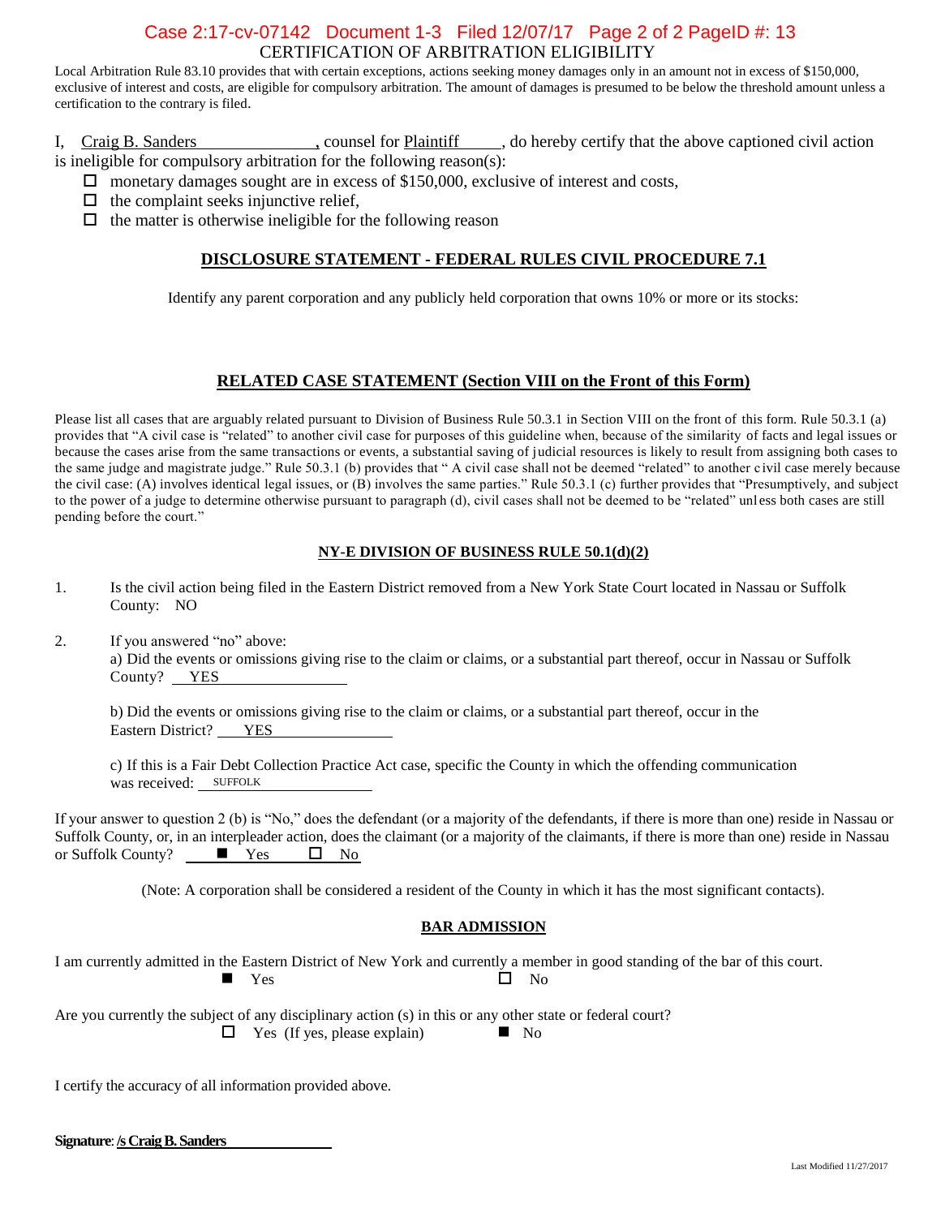CERTIFICATION OF ARBITRATION ELIGIBILITY

Local Arbitration Rule 83.10 provides that with certain exceptions, actions seeking money damages only in an amount not in excess of $150,000, exclusive of interest and costs, are eligible for compulsory arbitration. The amount of damages is presumed to be below the threshold amount unless a certification to the contrary is filed.

I, Craig B. Sanders, counsel for Plaintiff, do hereby certify that the above captioned civil action is ineligible for compulsory arbitration for the following reason(s):

- ☐ monetary damages sought are in excess of $150,000, exclusive of interest and costs,
- ☐ the complaint seeks injunctive relief,
- ☐ the matter is otherwise ineligible for the following reason

## DISCLOSURE STATEMENT - FEDERAL RULES CIVIL PROCEDURE 7.1

Identify any parent corporation and any publicly held corporation that owns 10% or more or its stocks:

## RELATED CASE STATEMENT (Section VIII on the Front of this Form)

Please list all cases that are arguably related pursuant to Division of Business Rule 50.3.1 in Section VIII on the front of this form. Rule 50.3.1 (a) provides that "A civil case is "related" to another civil case for purposes of this guideline when, because of the similarity of facts and legal issues or because the cases arise from the same transactions or events, a substantial saving of judicial resources is likely to result from assigning both cases to the same judge and magistrate judge." Rule 50.3.1 (b) provides that " A civil case shall not be deemed "related" to another civil case merely because the civil case: (A) involves identical legal issues, or (B) involves the same parties." Rule 50.3.1 (c) further provides that "Presumptively, and subject to the power of a judge to determine otherwise pursuant to paragraph (d), civil cases shall not be deemed to be "related" unless both cases are still pending before the court."

## NY-E DIVISION OF BUSINESS RULE 50.1(d)(2)

1. Is the civil action being filed in the Eastern District removed from a New York State Court located in Nassau or Suffolk County: NO

2. If you answered "no" above:
   a) Did the events or omissions giving rise to the claim or claims, or a substantial part thereof, occur in Nassau or Suffolk County? YES

   b) Did the events or omissions giving rise to the claim or claims, or a substantial part thereof, occur in the Eastern District? YES

   c) If this is a Fair Debt Collection Practice Act case, specific the County in which the offending communication was received: SUFFOLK

If your answer to question 2 (b) is "No," does the defendant (or a majority of the defendants, if there is more than one) reside in Nassau or Suffolk County, or, in an interpleader action, does the claimant (or a majority of the claimants, if there is more than one) reside in Nassau or Suffolk County? ■ Yes ☐ No

(Note: A corporation shall be considered a resident of the County in which it has the most significant contacts).

## BAR ADMISSION

I am currently admitted in the Eastern District of New York and currently a member in good standing of the bar of this court.
■ Yes ☐ No

Are you currently the subject of any disciplinary action (s) in this or any other state or federal court?
☐ Yes (If yes, please explain) ■ No

I certify the accuracy of all information provided above.

**Signature**: **/s Craig B. Sanders**

Last Modified 11/27/2017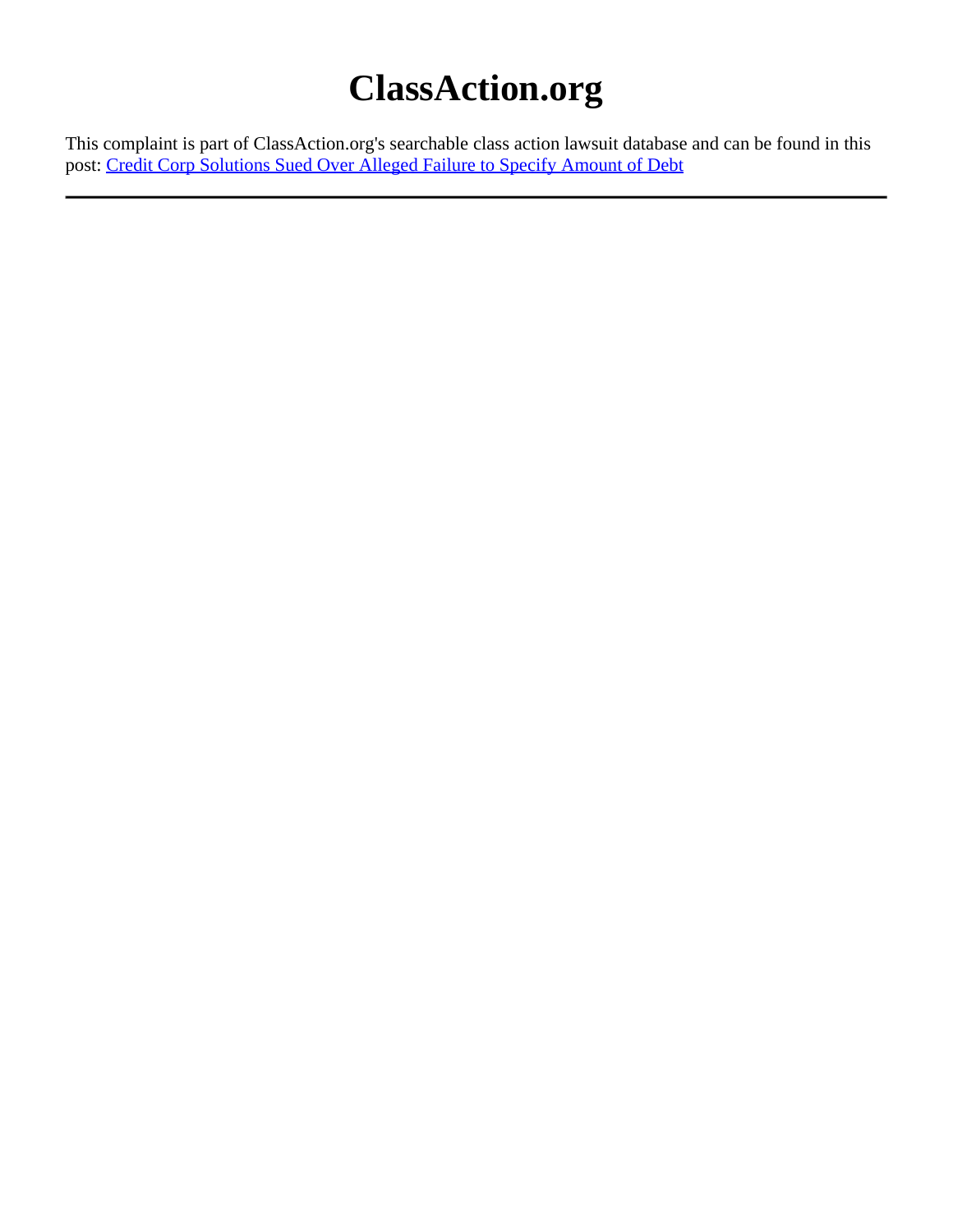# ClassAction.org

This complaint is part of ClassAction.org's searchable class action lawsuit database and can be found in this post: [Credit Corp Solutions Sued Over Alleged Failure to Specify Amount of Debt]

---